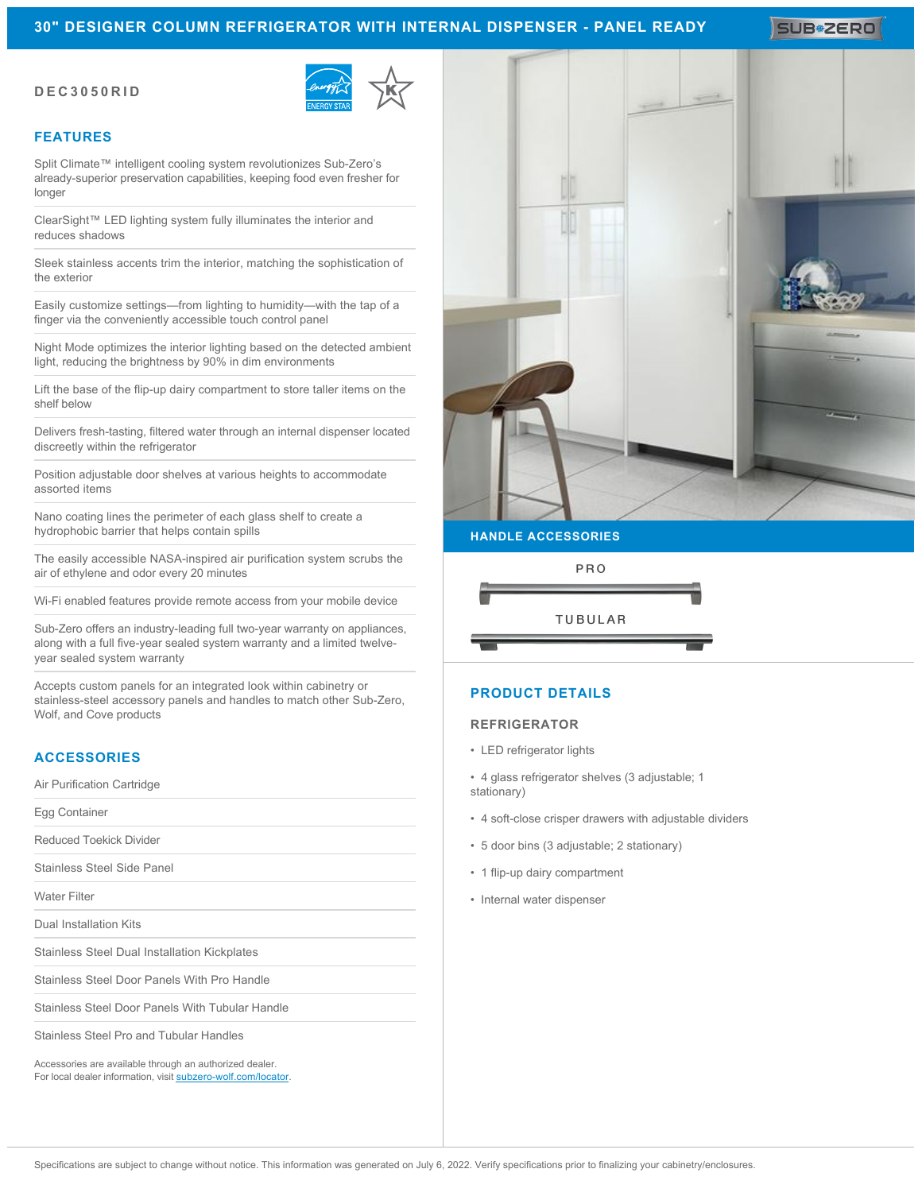# 30" DESIGNER COLUMN REFRIGERATOR WITH INTERNAL DISPENSER - PANEL READY

**DEC3050RID**

## FEATURES

Split Climate™ intelligent cooling system revolutionizes Sub-Zero's already-superior preservation capabilities, keeping food even fresher for longer

ClearSight™ LED lighting system fully illuminates the interior and reduces shadows

Sleek stainless accents trim the interior, matching the sophistication of the exterior

Easily customize settings—from lighting to humidity—with the tap of a finger via the conveniently accessible touch control panel

Night Mode optimizes the interior lighting based on the detected ambient light, reducing the brightness by 90% in dim environments

Lift the base of the flip-up dairy compartment to store taller items on the shelf below

Delivers fresh-tasting, filtered water through an internal dispenser located discreetly within the refrigerator

Position adjustable door shelves at various heights to accommodate assorted items

Nano coating lines the perimeter of each glass shelf to create a hydrophobic barrier that helps contain spills

The easily accessible NASA-inspired air purification system scrubs the air of ethylene and odor every 20 minutes

Wi-Fi enabled features provide remote access from your mobile device

Sub-Zero offers an industry-leading full two-year warranty on appliances, along with a full five-year sealed system warranty and a limited twelve-year sealed system warranty

Accepts custom panels for an integrated look within cabinetry or stainless-steel accessory panels and handles to match other Sub-Zero, Wolf, and Cove products

## ACCESSORIES

Air Purification Cartridge

Egg Container

Reduced Toekick Divider

Stainless Steel Side Panel

Water Filter

Dual Installation Kits

Stainless Steel Dual Installation Kickplates

Stainless Steel Door Panels With Pro Handle

Stainless Steel Door Panels With Tubular Handle

Stainless Steel Pro and Tubular Handles

Accessories are available through an authorized dealer.
For local dealer information, visit subzero-wolf.com/locator.

## HANDLE ACCESSORIES

PRO

TUBULAR

## PRODUCT DETAILS

### REFRIGERATOR

- LED refrigerator lights
- 4 glass refrigerator shelves (3 adjustable; 1 stationary)
- 4 soft-close crisper drawers with adjustable dividers
- 5 door bins (3 adjustable; 2 stationary)
- 1 flip-up dairy compartment
- Internal water dispenser

Specifications are subject to change without notice. This information was generated on July 6, 2022. Verify specifications prior to finalizing your cabinetry/enclosures.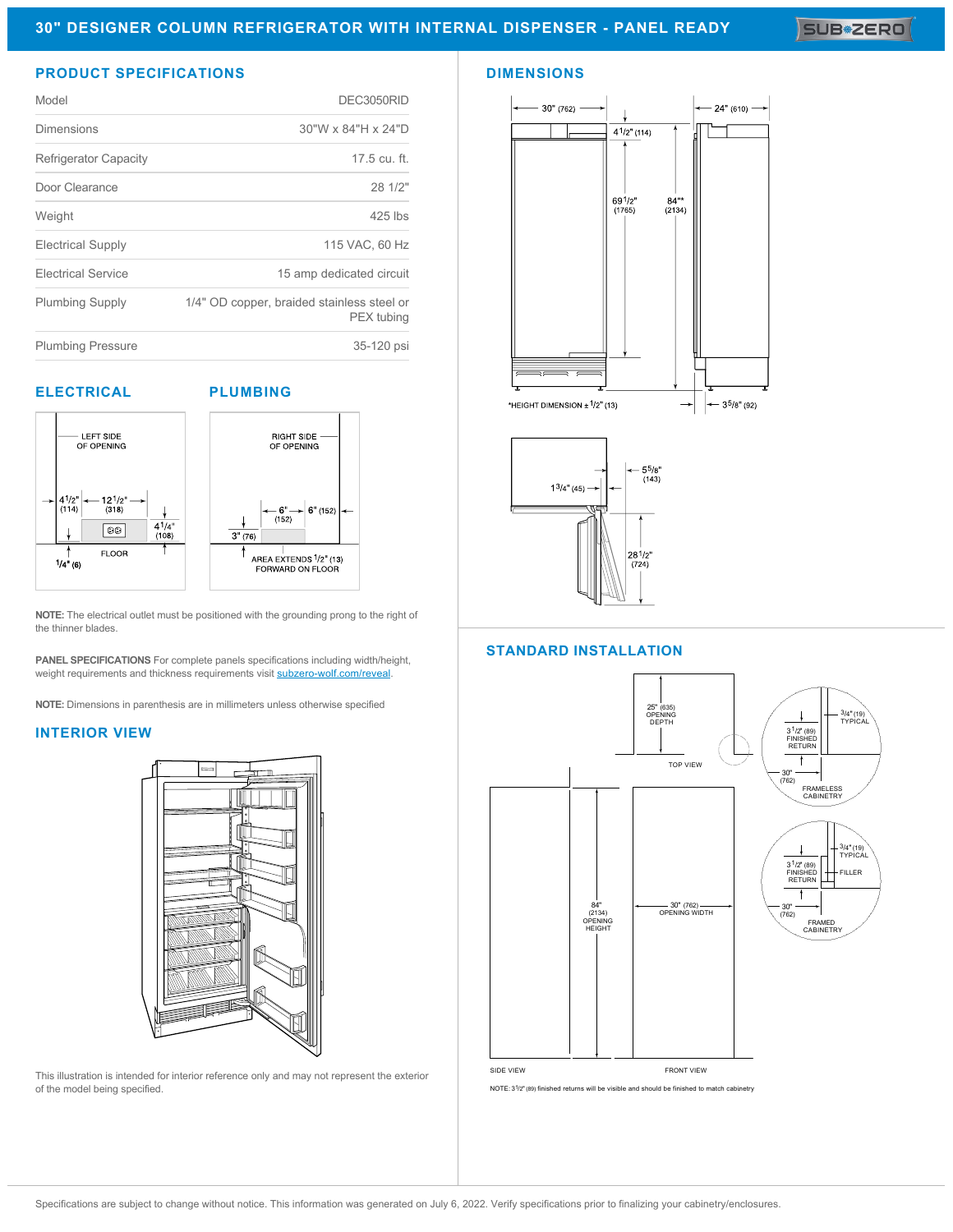# 30" DESIGNER COLUMN REFRIGERATOR WITH INTERNAL DISPENSER - PANEL READY

## PRODUCT SPECIFICATIONS

| | |
|---|---|
| Model | DEC3050RID |
| Dimensions | 30"W x 84"H x 24"D |
| Refrigerator Capacity | 17.5 cu. ft. |
| Door Clearance | 28 1/2" |
| Weight | 425 lbs |
| Electrical Supply | 115 VAC, 60 Hz |
| Electrical Service | 15 amp dedicated circuit |
| Plumbing Supply | 1/4" OD copper, braided stainless steel or PEX tubing |
| Plumbing Pressure | 35-120 psi |

## ELECTRICAL

LEFT SIDE OF OPENING

4 1/2" (114)
12 1/2" (318)
4 1/4" (108)
FLOOR
1/4" (6)

## PLUMBING

RIGHT SIDE OF OPENING

6" (152)
6" (152)
3" (76)
AREA EXTENDS 1/2" (13) FORWARD ON FLOOR

**NOTE:** The electrical outlet must be positioned with the grounding prong to the right of the thinner blades.

**PANEL SPECIFICATIONS** For complete panels specifications including width/height, weight requirements and thickness requirements visit subzero-wolf.com/reveal.

**NOTE:** Dimensions in parenthesis are in millimeters unless otherwise specified

## INTERIOR VIEW

This illustration is intended for interior reference only and may not represent the exterior of the model being specified.

## DIMENSIONS

30" (762)
24" (610)
4 1/2" (114)
69 1/2" (1765)
84"* (2134)
*HEIGHT DIMENSION ± 1/2" (13)
3 5/8" (92)
5 5/8" (143)
1 3/4" (45)
28 1/2" (724)

## STANDARD INSTALLATION

25" (635) OPENING DEPTH
TOP VIEW
3/4" (19) TYPICAL
3 1/2" (89) FINISHED RETURN
30" (762)
FRAMELESS CABINETRY
3/4" (19) TYPICAL
3 1/2" (89) FINISHED RETURN
FILLER
30" (762)
FRAMED CABINETRY
84" (2134) OPENING HEIGHT
30" (762) OPENING WIDTH
SIDE VIEW
FRONT VIEW

NOTE: 3 1/2" (89) finished returns will be visible and should be finished to match cabinetry

Specifications are subject to change without notice. This information was generated on July 6, 2022. Verify specifications prior to finalizing your cabinetry/enclosures.